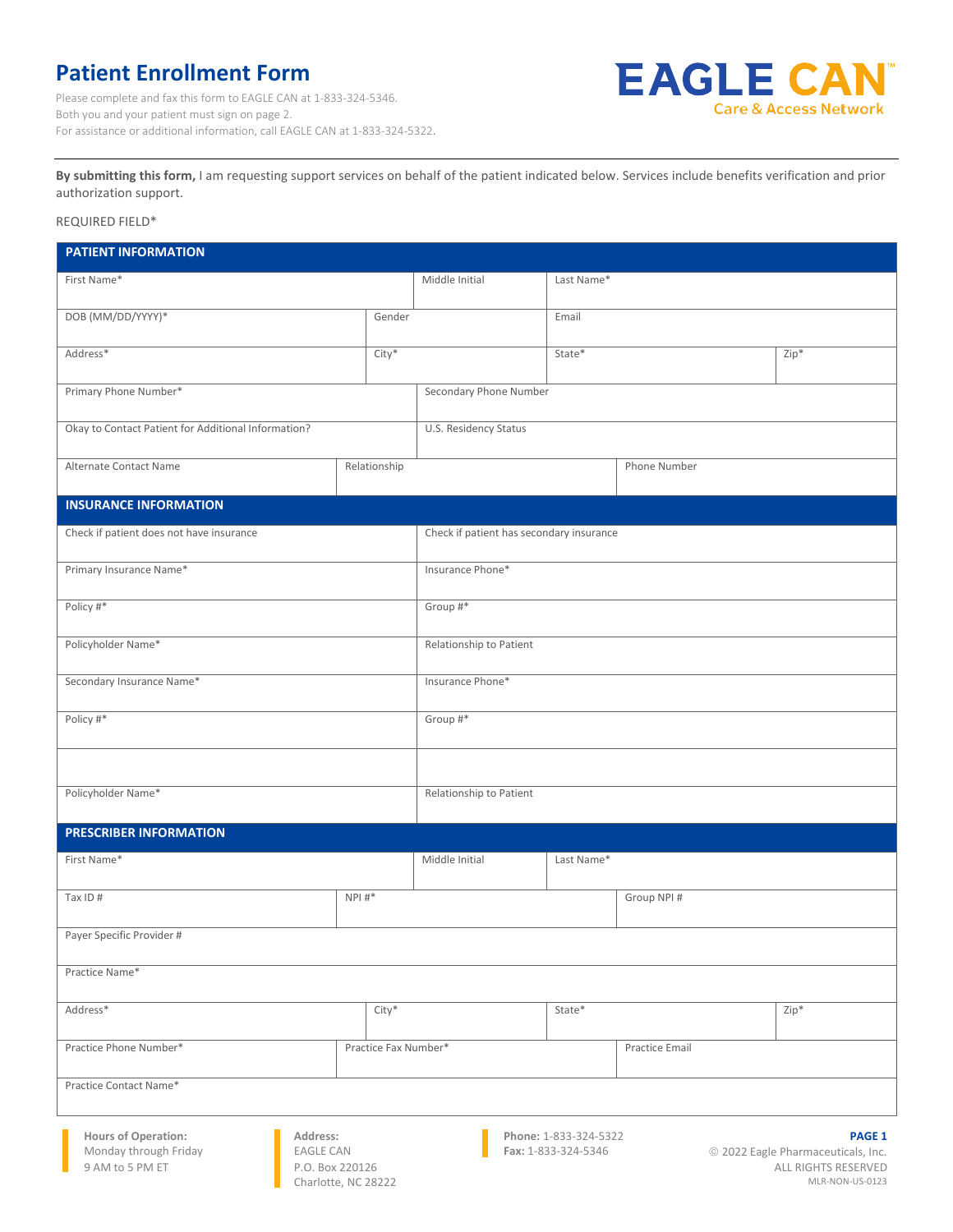# Patient Enrollment Form

Please complete and fax this form to EAGLE CAN at 1-833-324-5346.
Both you and your patient must sign on page 2.
For assistance or additional information, call EAGLE CAN at 1-833-324-5322.

EAGLE CAN™
Care & Access Network

**By submitting this form,** I am requesting support services on behalf of the patient indicated below. Services include benefits verification and prior authorization support.

REQUIRED FIELD*

## PATIENT INFORMATION

| First Name* | | Middle Initial | Last Name* | |
|---|---|---|---|---|
| DOB (MM/DD/YYYY)* | Gender | | Email | |
| Address* | City* | | State* | Zip* |
| Primary Phone Number* | | Secondary Phone Number | | |
| Okay to Contact Patient for Additional Information? | | U.S. Residency Status | | |
| Alternate Contact Name | Relationship | | Phone Number | |

## INSURANCE INFORMATION

| | |
|---|---|
| Check if patient does not have insurance | Check if patient has secondary insurance |
| Primary Insurance Name* | Insurance Phone* |
| Policy #* | Group #* |
| Policyholder Name* | Relationship to Patient |
| Secondary Insurance Name* | Insurance Phone* |
| Policy #* | Group #* |
| | |
| Policyholder Name* | Relationship to Patient |

## PRESCRIBER INFORMATION

| First Name* | | Middle Initial | Last Name* | |
|---|---|---|---|---|
| Tax ID # | NPI #* | | Group NPI # | |
| Payer Specific Provider # | | | | |
| Practice Name* | | | | |
| Address* | City* | | State* | Zip* |
| Practice Phone Number* | Practice Fax Number* | | Practice Email | |
| Practice Contact Name* | | | | |

**Hours of Operation:**
Monday through Friday
9 AM to 5 PM ET

**Address:**
EAGLE CAN
P.O. Box 220126
Charlotte, NC 28222

**Phone:** 1-833-324-5322
**Fax:** 1-833-324-5346

© 2022 Eagle Pharmaceuticals, Inc.
ALL RIGHTS RESERVED
MLR-NON-US-0123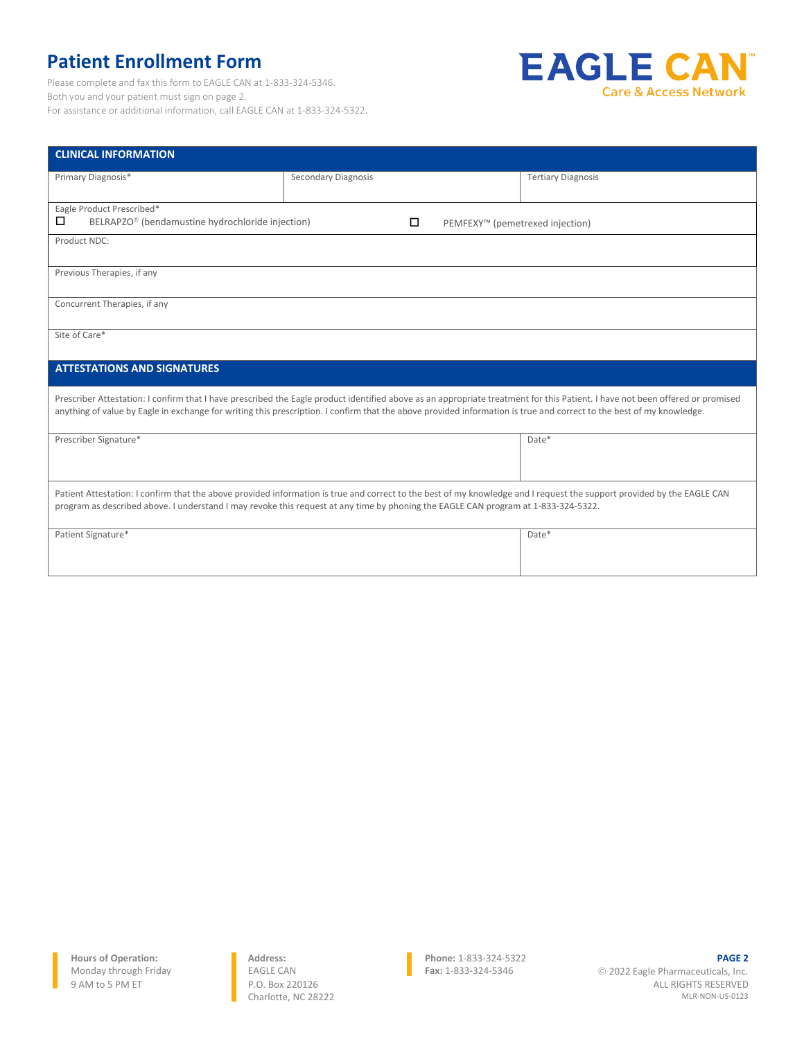# Patient Enrollment Form

Please complete and fax this form to EAGLE CAN at 1-833-324-5346.
Both you and your patient must sign on page 2.
For assistance or additional information, call EAGLE CAN at 1-833-324-5322.

EAGLE CAN™
Care & Access Network

## CLINICAL INFORMATION

| Primary Diagnosis* | Secondary Diagnosis | Tertiary Diagnosis |
|---|---|---|
| | | |

Eagle Product Prescribed*

- ☐ BELRAPZO® (bendamustine hydrochloride injection)
- ☐ PEMFEXY™ (pemetrexed injection)

Product NDC:

Previous Therapies, if any

Concurrent Therapies, if any

Site of Care*

## ATTESTATIONS AND SIGNATURES

Prescriber Attestation: I confirm that I have prescribed the Eagle product identified above as an appropriate treatment for this Patient. I have not been offered or promised anything of value by Eagle in exchange for writing this prescription. I confirm that the above provided information is true and correct to the best of my knowledge.

| Prescriber Signature* | Date* |
|---|---|
| | |

Patient Attestation: I confirm that the above provided information is true and correct to the best of my knowledge and I request the support provided by the EAGLE CAN program as described above. I understand I may revoke this request at any time by phoning the EAGLE CAN program at 1-833-324-5322.

| Patient Signature* | Date* |
|---|---|
| | |

**Hours of Operation:**
Monday through Friday
9 AM to 5 PM ET

**Address:**
EAGLE CAN
P.O. Box 220126
Charlotte, NC 28222

**Phone:** 1-833-324-5322
**Fax:** 1-833-324-5346

© 2022 Eagle Pharmaceuticals, Inc.
ALL RIGHTS RESERVED
MLR-NON-US-0123